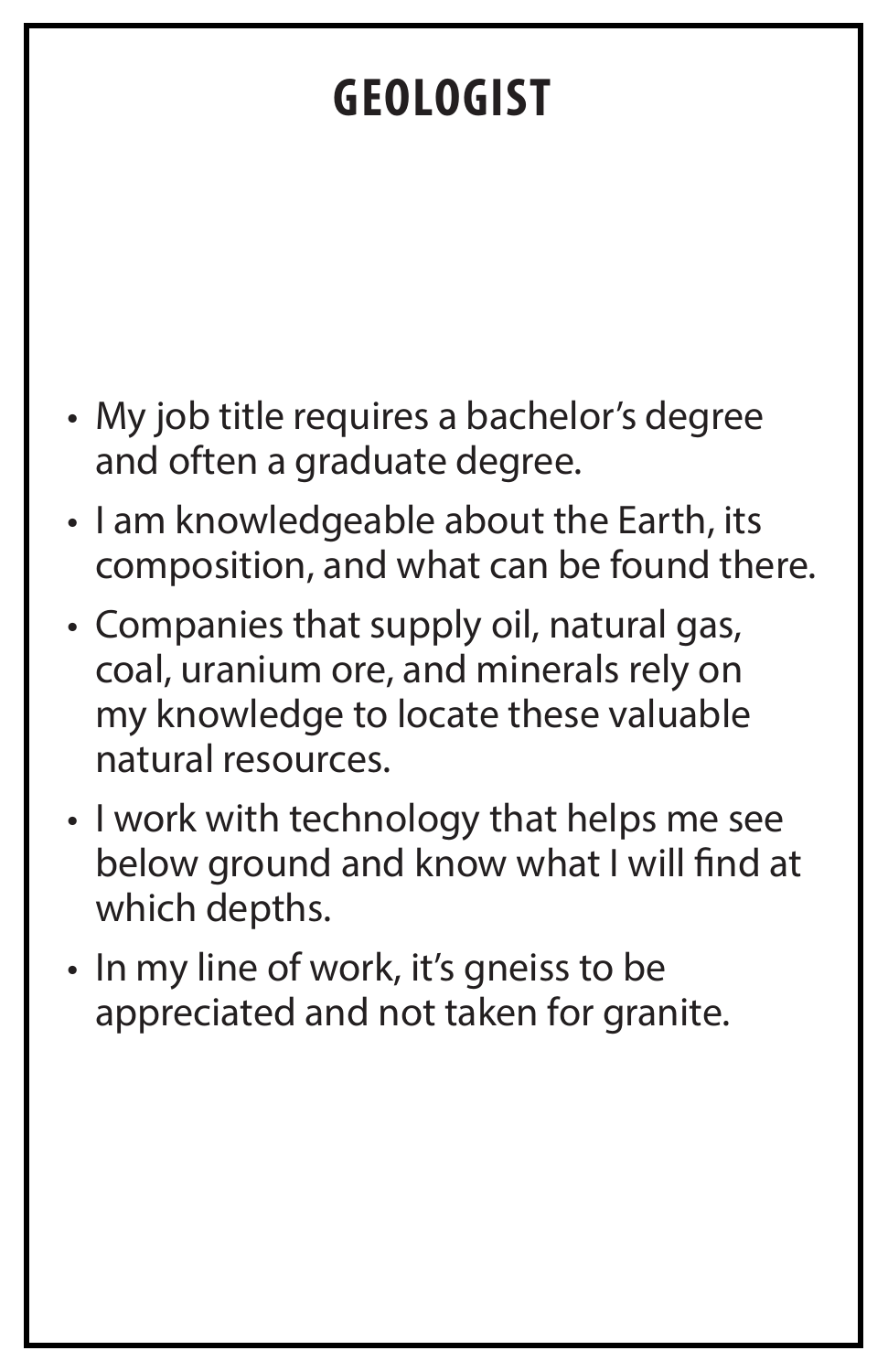# GEOLOGIST

- My job title requires a bachelor's degree and often a graduate degree.
- I am knowledgeable about the Earth, its composition, and what can be found there.
- Companies that supply oil, natural gas, coal, uranium ore, and minerals rely on my knowledge to locate these valuable natural resources.
- I work with technology that helps me see below ground and know what I will find at which depths.
- In my line of work, it's gneiss to be appreciated and not taken for granite.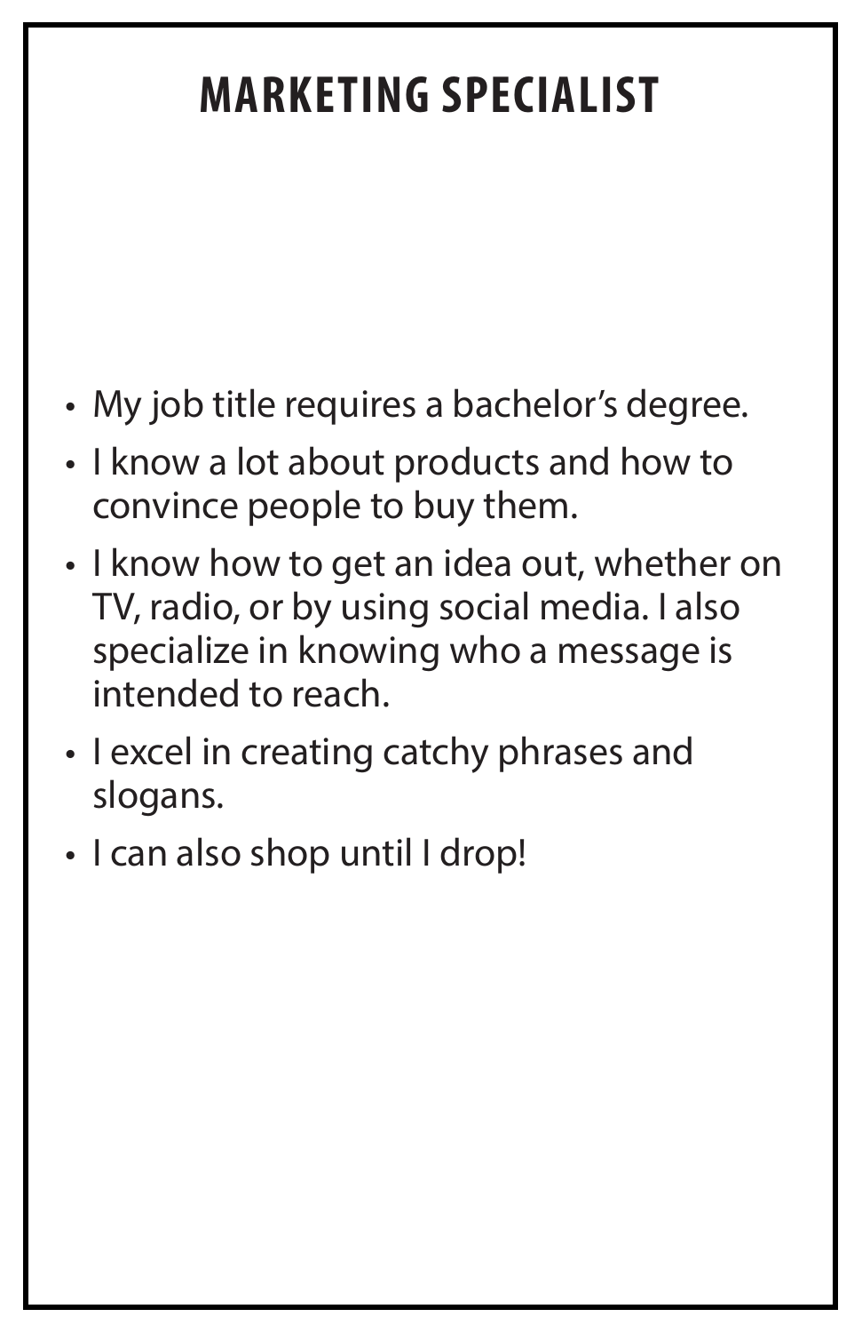# MARKETING SPECIALIST

- My job title requires a bachelor's degree.
- I know a lot about products and how to convince people to buy them.
- I know how to get an idea out, whether on TV, radio, or by using social media. I also specialize in knowing who a message is intended to reach.
- I excel in creating catchy phrases and slogans.
- I can also shop until I drop!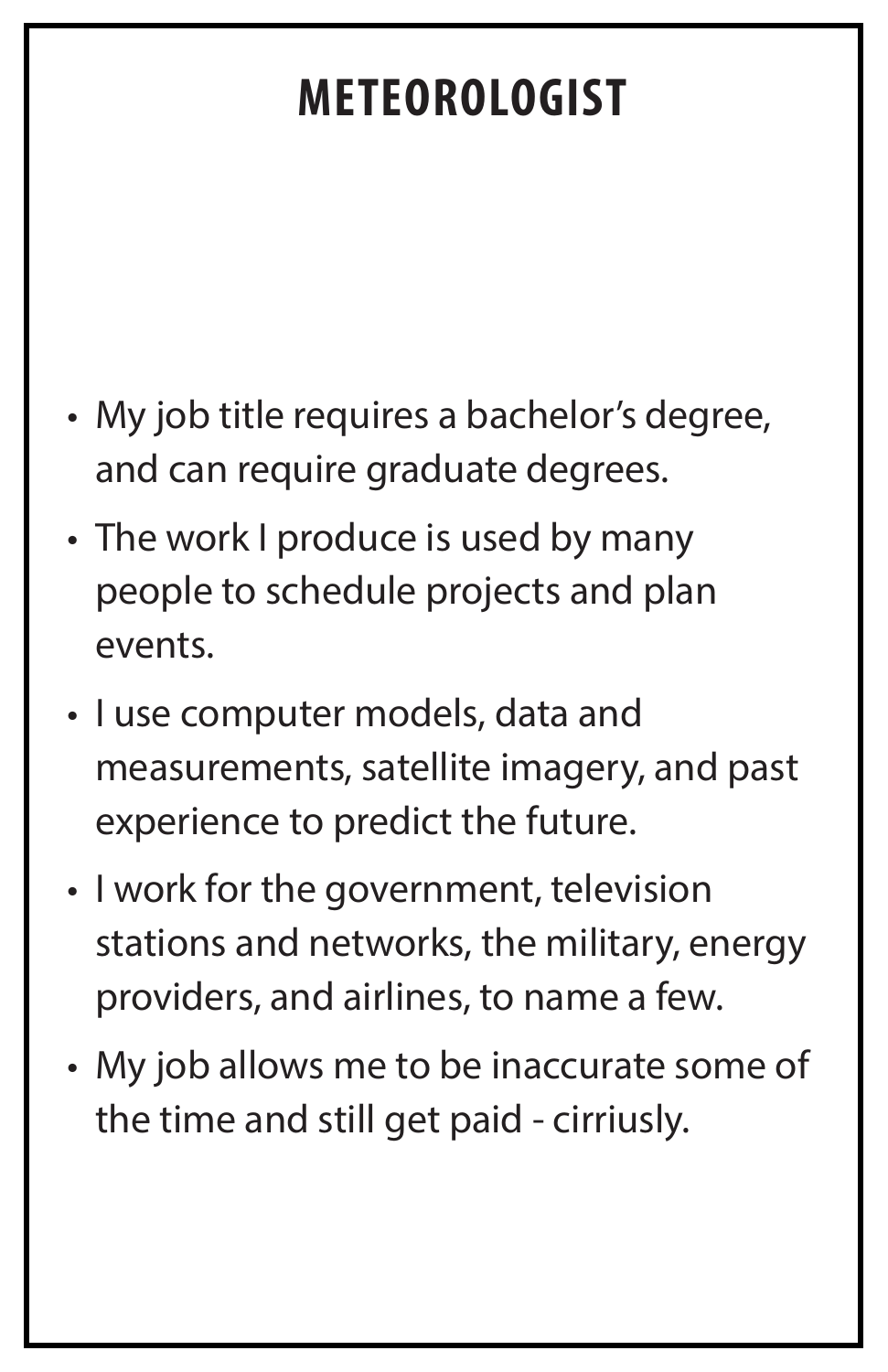# METEOROLOGIST

- My job title requires a bachelor's degree, and can require graduate degrees.
- The work I produce is used by many people to schedule projects and plan events.
- I use computer models, data and measurements, satellite imagery, and past experience to predict the future.
- I work for the government, television stations and networks, the military, energy providers, and airlines, to name a few.
- My job allows me to be inaccurate some of the time and still get paid - cirriusly.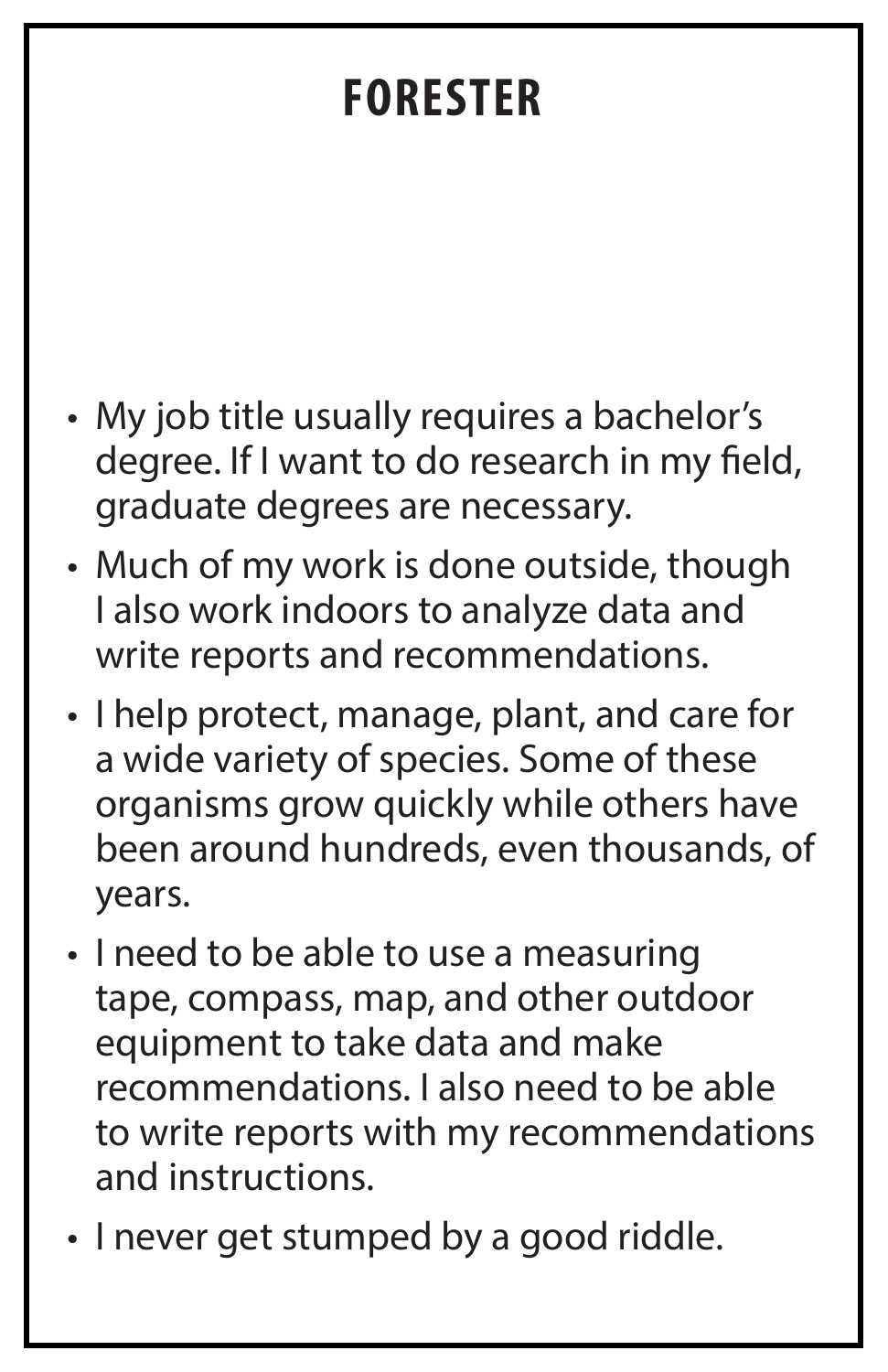# FORESTER

- My job title usually requires a bachelor's degree. If I want to do research in my field, graduate degrees are necessary.
- Much of my work is done outside, though I also work indoors to analyze data and write reports and recommendations.
- I help protect, manage, plant, and care for a wide variety of species. Some of these organisms grow quickly while others have been around hundreds, even thousands, of years.
- I need to be able to use a measuring tape, compass, map, and other outdoor equipment to take data and make recommendations. I also need to be able to write reports with my recommendations and instructions.
- I never get stumped by a good riddle.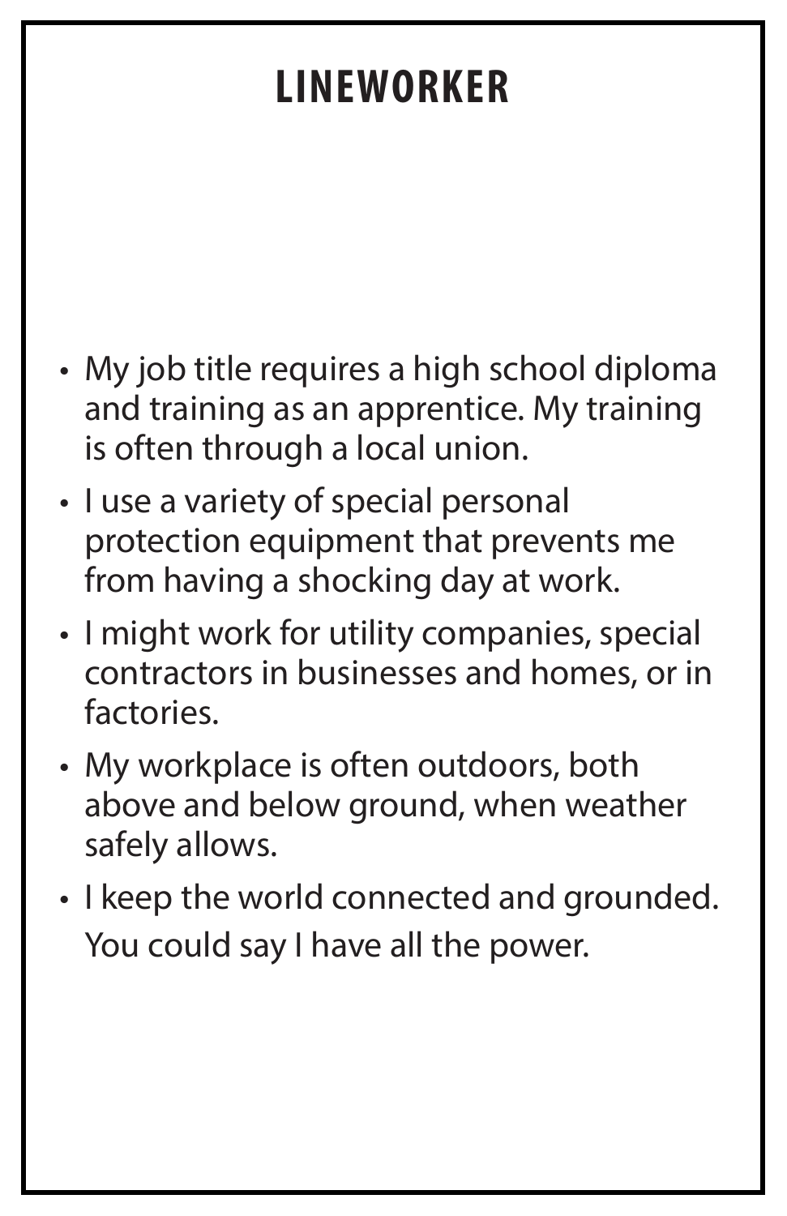# LINEWORKER

- My job title requires a high school diploma and training as an apprentice. My training is often through a local union.
- I use a variety of special personal protection equipment that prevents me from having a shocking day at work.
- I might work for utility companies, special contractors in businesses and homes, or in factories.
- My workplace is often outdoors, both above and below ground, when weather safely allows.
- I keep the world connected and grounded. You could say I have all the power.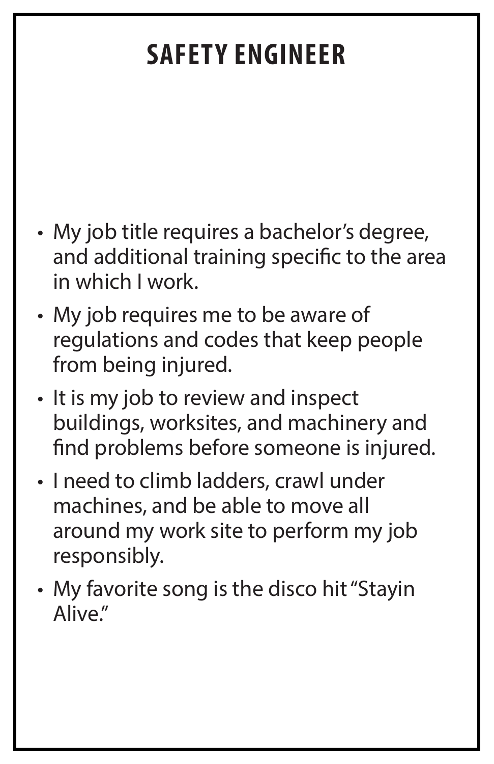# SAFETY ENGINEER

- My job title requires a bachelor's degree, and additional training specific to the area in which I work.
- My job requires me to be aware of regulations and codes that keep people from being injured.
- It is my job to review and inspect buildings, worksites, and machinery and find problems before someone is injured.
- I need to climb ladders, crawl under machines, and be able to move all around my work site to perform my job responsibly.
- My favorite song is the disco hit "Stayin Alive."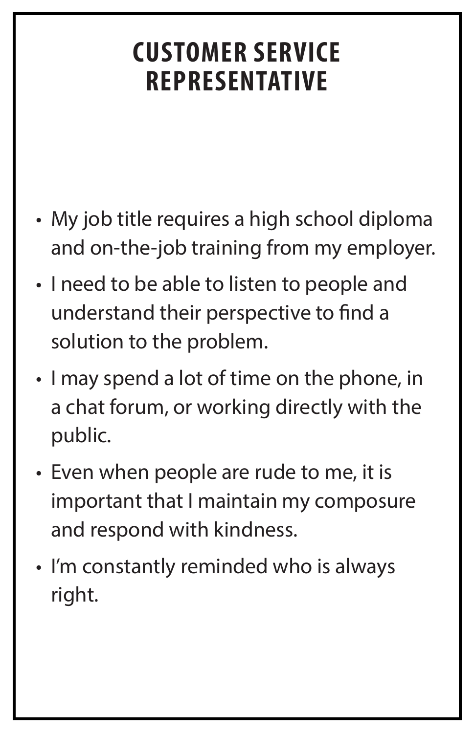# CUSTOMER SERVICE REPRESENTATIVE

- My job title requires a high school diploma and on-the-job training from my employer.
- I need to be able to listen to people and understand their perspective to find a solution to the problem.
- I may spend a lot of time on the phone, in a chat forum, or working directly with the public.
- Even when people are rude to me, it is important that I maintain my composure and respond with kindness.
- I'm constantly reminded who is always right.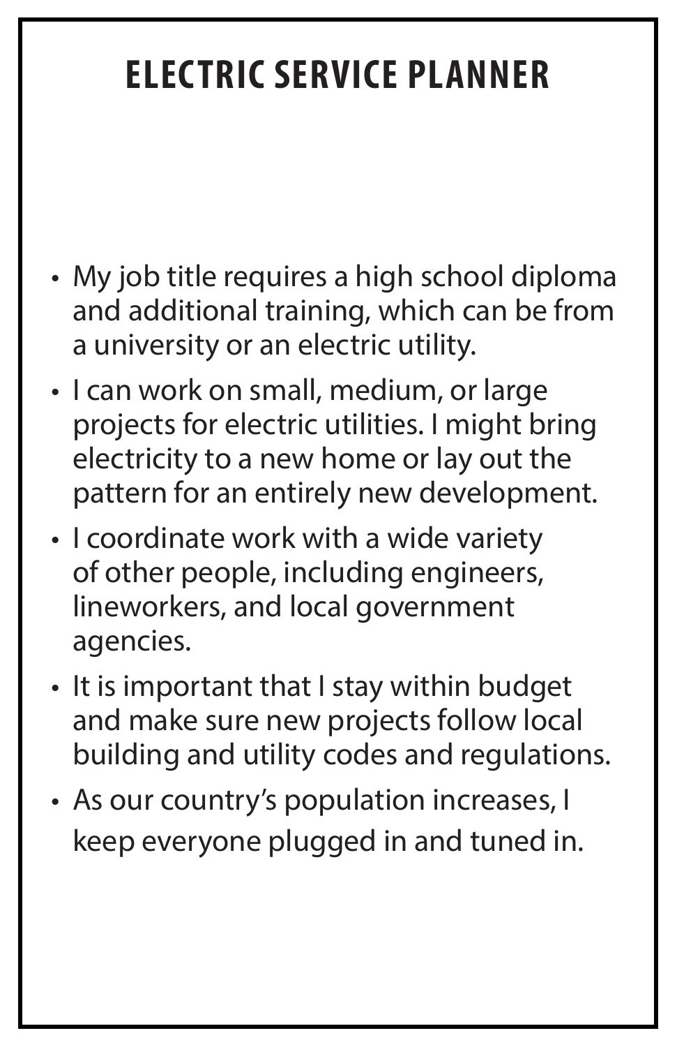# ELECTRIC SERVICE PLANNER

- My job title requires a high school diploma and additional training, which can be from a university or an electric utility.
- I can work on small, medium, or large projects for electric utilities. I might bring electricity to a new home or lay out the pattern for an entirely new development.
- I coordinate work with a wide variety of other people, including engineers, lineworkers, and local government agencies.
- It is important that I stay within budget and make sure new projects follow local building and utility codes and regulations.
- As our country's population increases, I keep everyone plugged in and tuned in.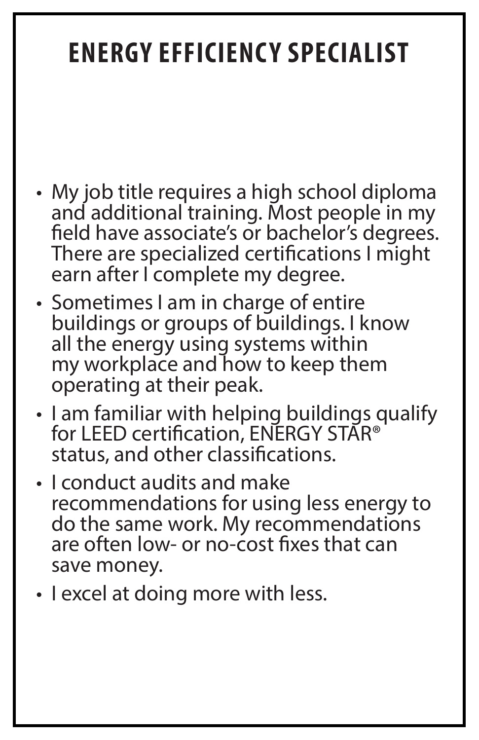# ENERGY EFFICIENCY SPECIALIST

- My job title requires a high school diploma and additional training. Most people in my field have associate's or bachelor's degrees. There are specialized certifications I might earn after I complete my degree.
- Sometimes I am in charge of entire buildings or groups of buildings. I know all the energy using systems within my workplace and how to keep them operating at their peak.
- I am familiar with helping buildings qualify for LEED certification, ENERGY STAR® status, and other classifications.
- I conduct audits and make recommendations for using less energy to do the same work. My recommendations are often low- or no-cost fixes that can save money.
- I excel at doing more with less.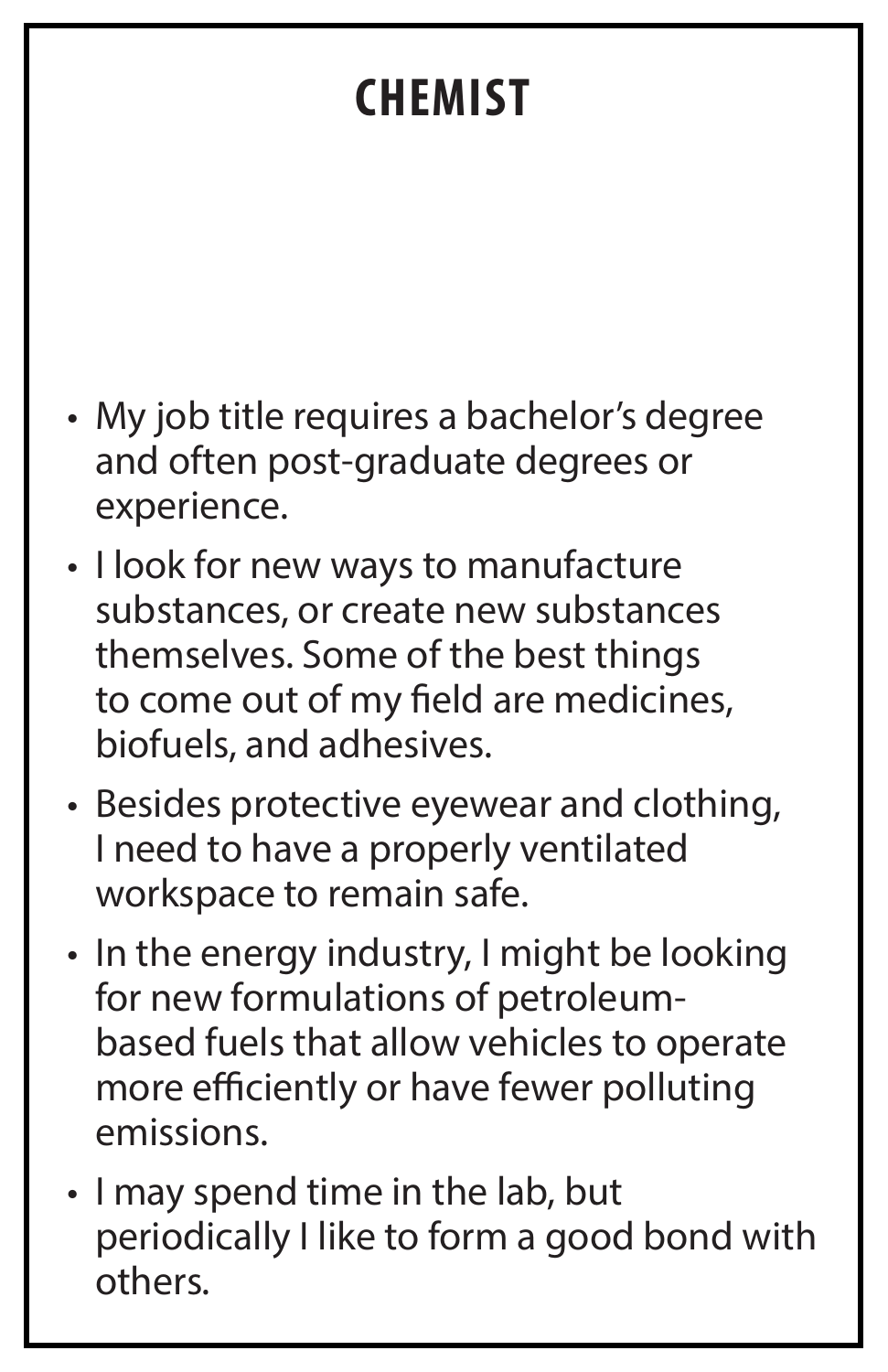# CHEMIST

- My job title requires a bachelor's degree and often post-graduate degrees or experience.
- I look for new ways to manufacture substances, or create new substances themselves. Some of the best things to come out of my field are medicines, biofuels, and adhesives.
- Besides protective eyewear and clothing, I need to have a properly ventilated workspace to remain safe.
- In the energy industry, I might be looking for new formulations of petroleum-based fuels that allow vehicles to operate more efficiently or have fewer polluting emissions.
- I may spend time in the lab, but periodically I like to form a good bond with others.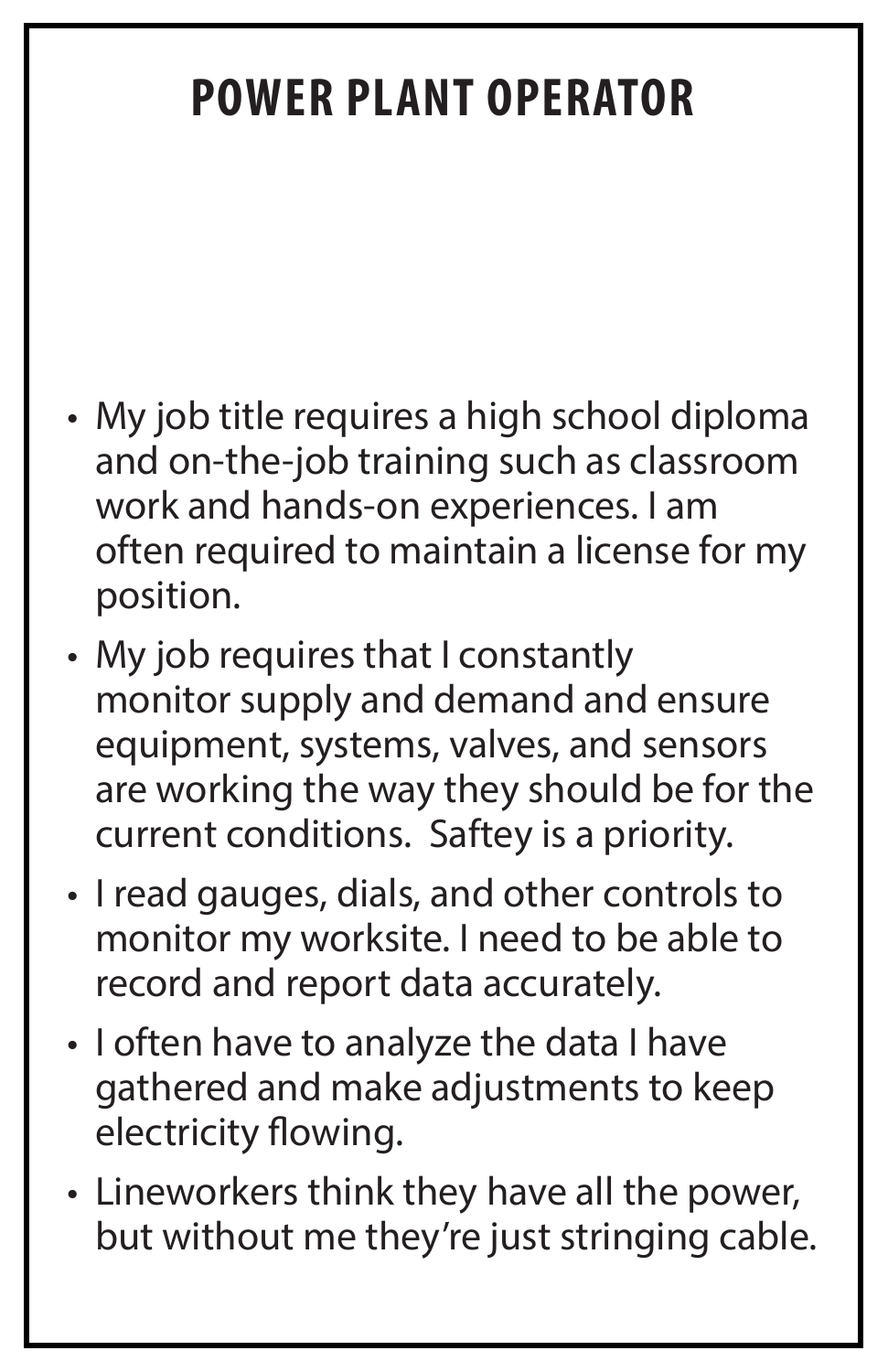# POWER PLANT OPERATOR

- My job title requires a high school diploma and on-the-job training such as classroom work and hands-on experiences. I am often required to maintain a license for my position.
- My job requires that I constantly monitor supply and demand and ensure equipment, systems, valves, and sensors are working the way they should be for the current conditions. Saftey is a priority.
- I read gauges, dials, and other controls to monitor my worksite. I need to be able to record and report data accurately.
- I often have to analyze the data I have gathered and make adjustments to keep electricity flowing.
- Lineworkers think they have all the power, but without me they're just stringing cable.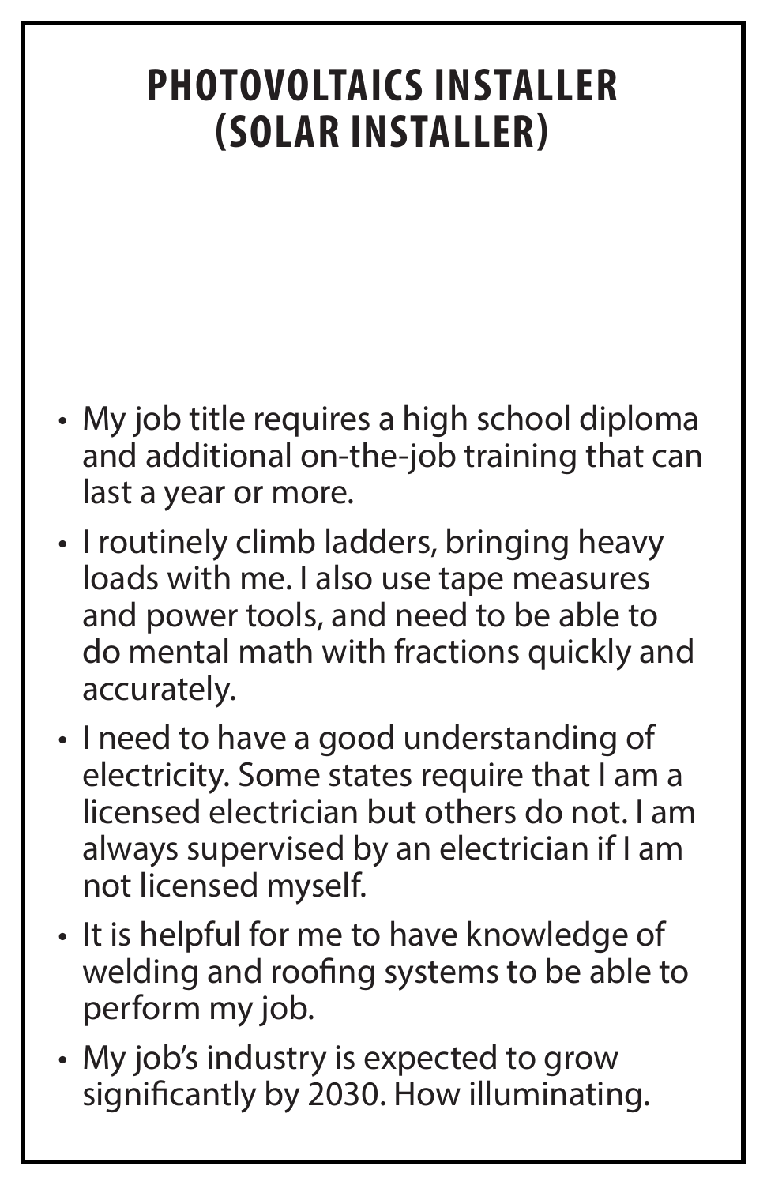# PHOTOVOLTAICS INSTALLER (SOLAR INSTALLER)

- My job title requires a high school diploma and additional on-the-job training that can last a year or more.
- I routinely climb ladders, bringing heavy loads with me. I also use tape measures and power tools, and need to be able to do mental math with fractions quickly and accurately.
- I need to have a good understanding of electricity. Some states require that I am a licensed electrician but others do not. I am always supervised by an electrician if I am not licensed myself.
- It is helpful for me to have knowledge of welding and roofing systems to be able to perform my job.
- My job's industry is expected to grow significantly by 2030. How illuminating.